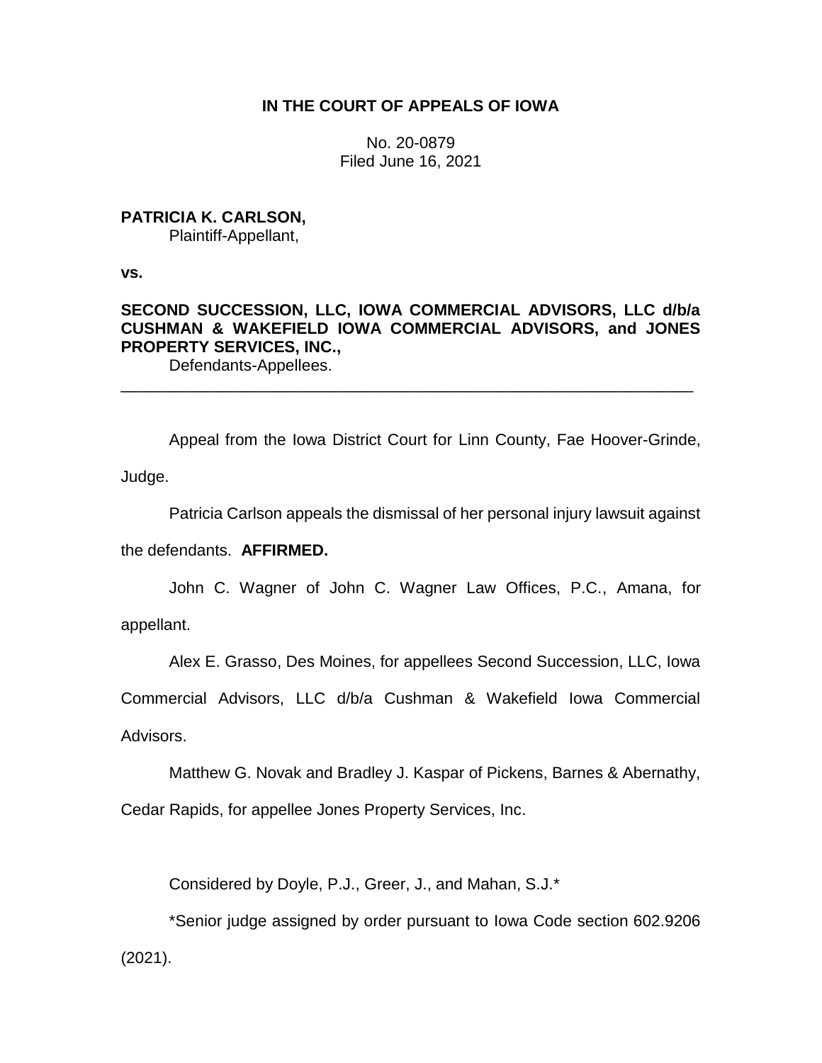# IN THE COURT OF APPEALS OF IOWA

No. 20-0879
Filed June 16, 2021

**PATRICIA K. CARLSON,**
Plaintiff-Appellant,

**vs.**

**SECOND SUCCESSION, LLC, IOWA COMMERCIAL ADVISORS, LLC d/b/a CUSHMAN & WAKEFIELD IOWA COMMERCIAL ADVISORS, and JONES PROPERTY SERVICES, INC.,**
Defendants-Appellees.

---

Appeal from the Iowa District Court for Linn County, Fae Hoover-Grinde, Judge.

Patricia Carlson appeals the dismissal of her personal injury lawsuit against the defendants. **AFFIRMED.**

John C. Wagner of John C. Wagner Law Offices, P.C., Amana, for appellant.

Alex E. Grasso, Des Moines, for appellees Second Succession, LLC, Iowa Commercial Advisors, LLC d/b/a Cushman & Wakefield Iowa Commercial Advisors.

Matthew G. Novak and Bradley J. Kaspar of Pickens, Barnes & Abernathy, Cedar Rapids, for appellee Jones Property Services, Inc.

Considered by Doyle, P.J., Greer, J., and Mahan, S.J.*

*Senior judge assigned by order pursuant to Iowa Code section 602.9206 (2021).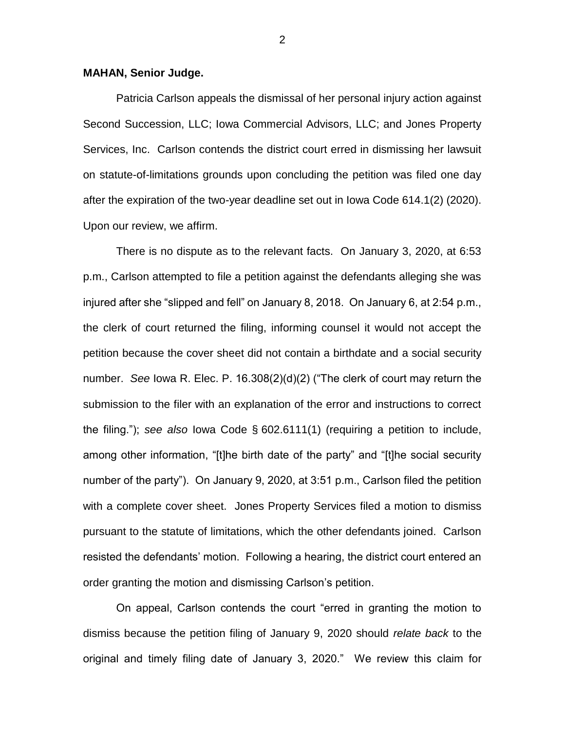**MAHAN, Senior Judge.**

Patricia Carlson appeals the dismissal of her personal injury action against Second Succession, LLC; Iowa Commercial Advisors, LLC; and Jones Property Services, Inc. Carlson contends the district court erred in dismissing her lawsuit on statute-of-limitations grounds upon concluding the petition was filed one day after the expiration of the two-year deadline set out in Iowa Code 614.1(2) (2020). Upon our review, we affirm.

There is no dispute as to the relevant facts. On January 3, 2020, at 6:53 p.m., Carlson attempted to file a petition against the defendants alleging she was injured after she "slipped and fell" on January 8, 2018. On January 6, at 2:54 p.m., the clerk of court returned the filing, informing counsel it would not accept the petition because the cover sheet did not contain a birthdate and a social security number. *See* Iowa R. Elec. P. 16.308(2)(d)(2) ("The clerk of court may return the submission to the filer with an explanation of the error and instructions to correct the filing."); *see also* Iowa Code § 602.6111(1) (requiring a petition to include, among other information, "[t]he birth date of the party" and "[t]he social security number of the party"). On January 9, 2020, at 3:51 p.m., Carlson filed the petition with a complete cover sheet. Jones Property Services filed a motion to dismiss pursuant to the statute of limitations, which the other defendants joined. Carlson resisted the defendants' motion. Following a hearing, the district court entered an order granting the motion and dismissing Carlson's petition.

On appeal, Carlson contends the court "erred in granting the motion to dismiss because the petition filing of January 9, 2020 should *relate back* to the original and timely filing date of January 3, 2020." We review this claim for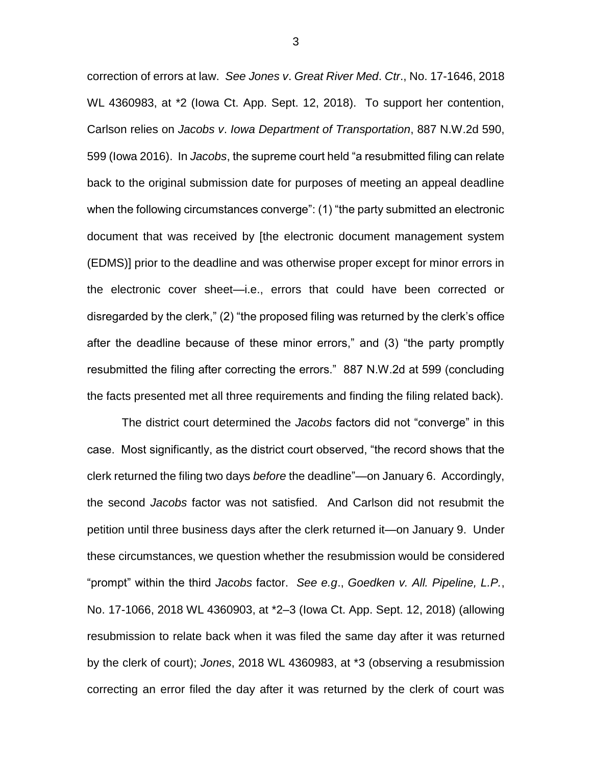correction of errors at law. *See Jones v. Great River Med. Ctr.*, No. 17-1646, 2018 WL 4360983, at *2 (Iowa Ct. App. Sept. 12, 2018). To support her contention, Carlson relies on *Jacobs v. Iowa Department of Transportation*, 887 N.W.2d 590, 599 (Iowa 2016). In *Jacobs*, the supreme court held "a resubmitted filing can relate back to the original submission date for purposes of meeting an appeal deadline when the following circumstances converge": (1) "the party submitted an electronic document that was received by [the electronic document management system (EDMS)] prior to the deadline and was otherwise proper except for minor errors in the electronic cover sheet—i.e., errors that could have been corrected or disregarded by the clerk," (2) "the proposed filing was returned by the clerk's office after the deadline because of these minor errors," and (3) "the party promptly resubmitted the filing after correcting the errors." 887 N.W.2d at 599 (concluding the facts presented met all three requirements and finding the filing related back).

The district court determined the *Jacobs* factors did not "converge" in this case. Most significantly, as the district court observed, "the record shows that the clerk returned the filing two days *before* the deadline"—on January 6. Accordingly, the second *Jacobs* factor was not satisfied. And Carlson did not resubmit the petition until three business days after the clerk returned it—on January 9. Under these circumstances, we question whether the resubmission would be considered "prompt" within the third *Jacobs* factor. *See e.g.*, *Goedken v. All. Pipeline, L.P.*, No. 17-1066, 2018 WL 4360903, at *2–3 (Iowa Ct. App. Sept. 12, 2018) (allowing resubmission to relate back when it was filed the same day after it was returned by the clerk of court); *Jones*, 2018 WL 4360983, at *3 (observing a resubmission correcting an error filed the day after it was returned by the clerk of court was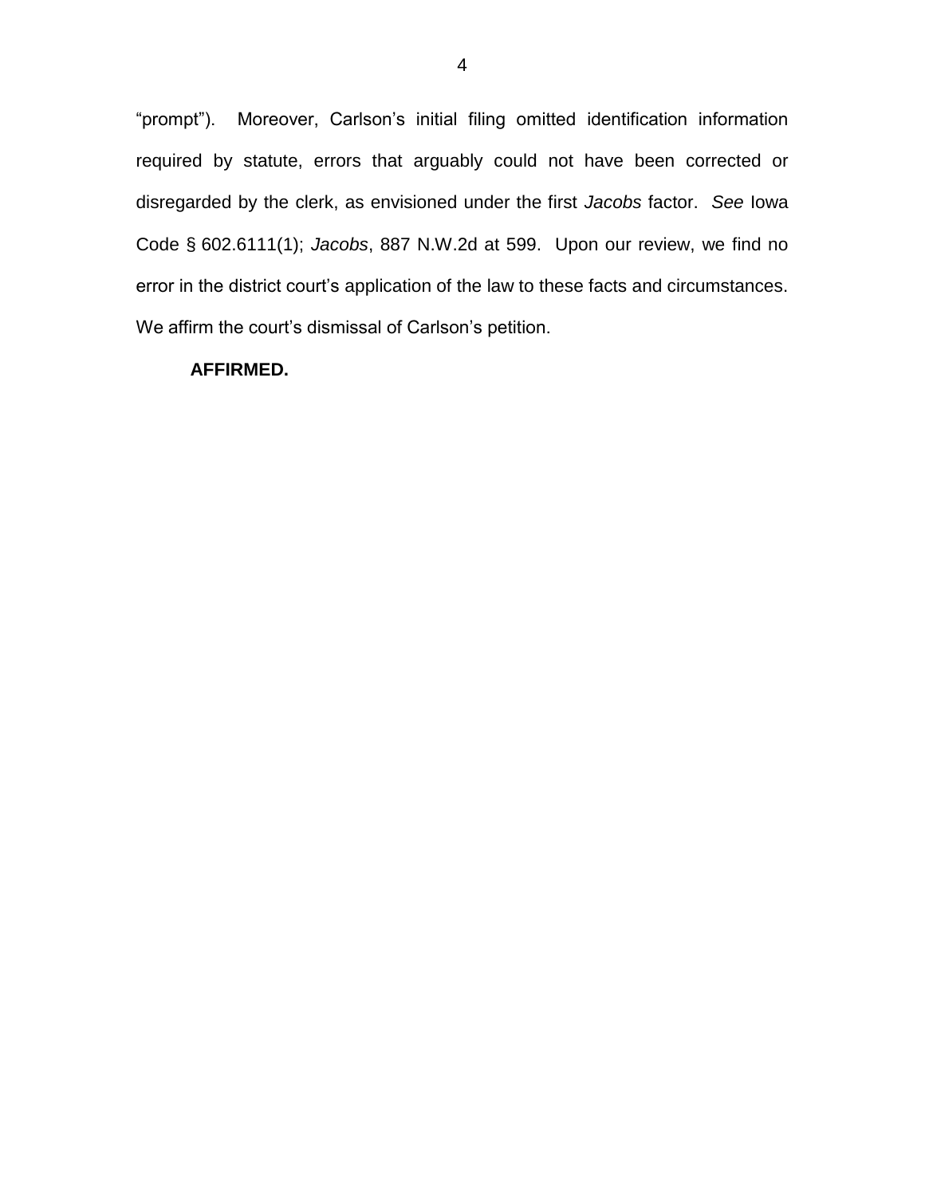"prompt"). Moreover, Carlson's initial filing omitted identification information required by statute, errors that arguably could not have been corrected or disregarded by the clerk, as envisioned under the first *Jacobs* factor. *See* Iowa Code § 602.6111(1); *Jacobs*, 887 N.W.2d at 599. Upon our review, we find no error in the district court's application of the law to these facts and circumstances. We affirm the court's dismissal of Carlson's petition.

**AFFIRMED.**